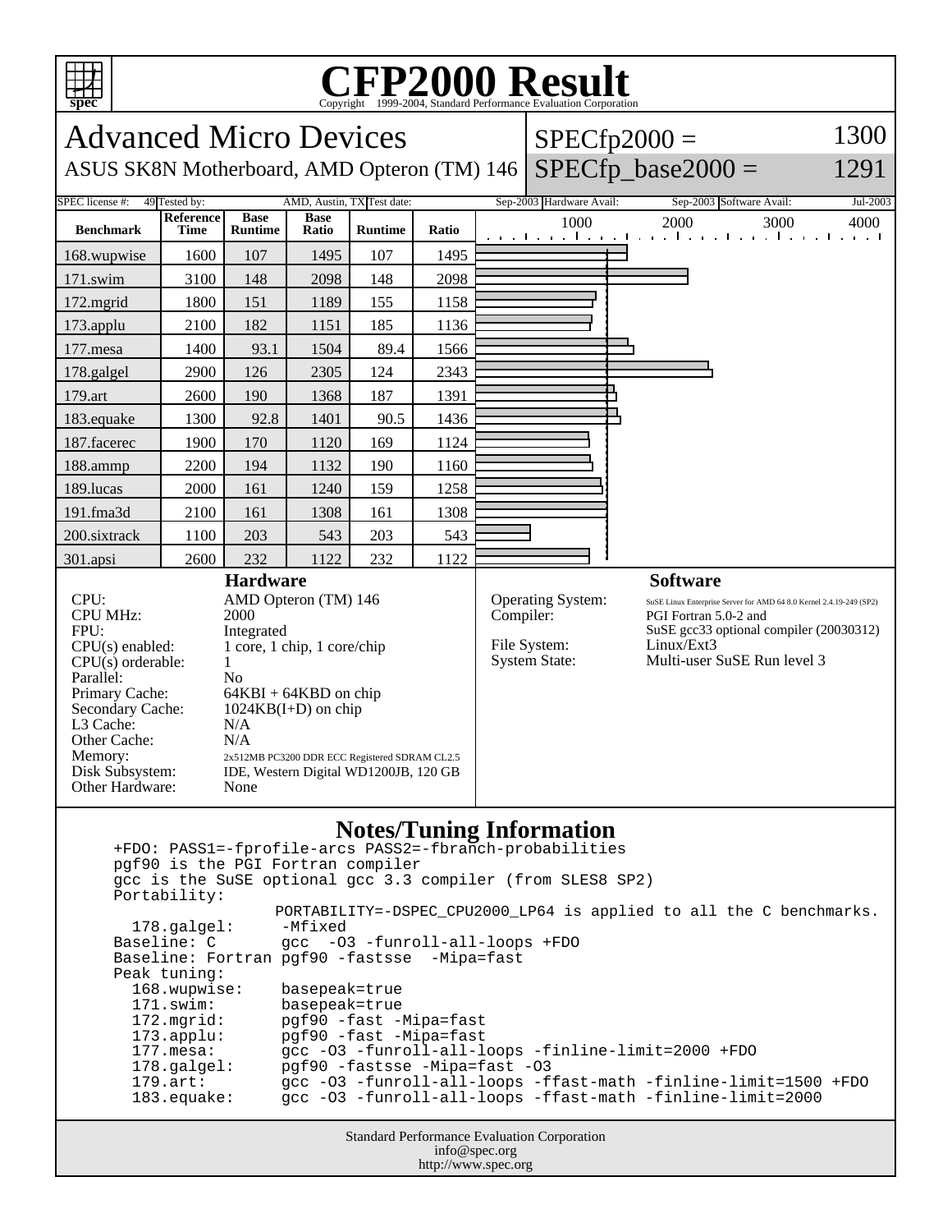# CFP2000 Result

Copyright 1999-2004, Standard Performance Evaluation Corporation

## Advanced Micro Devices

ASUS SK8N Motherboard, AMD Opteron (TM) 146

SPECfp2000 = 1300

SPECfp_base2000 = 1291

| SPEC license #: | 49 | Tested by: | AMD, Austin, TX | Test date: | Sep-2003 | Hardware Avail: | Sep-2003 | Software Avail: | Jul-2003 |
|---|---|---|---|---|---|---|---|---|---|

| Benchmark | Reference Time | Base Runtime | Base Ratio | Runtime | Ratio |
|---|---|---|---|---|---|
| 168.wupwise | 1600 | 107 | 1495 | 107 | 1495 |
| 171.swim | 3100 | 148 | 2098 | 148 | 2098 |
| 172.mgrid | 1800 | 151 | 1189 | 155 | 1158 |
| 173.applu | 2100 | 182 | 1151 | 185 | 1136 |
| 177.mesa | 1400 | 93.1 | 1504 | 89.4 | 1566 |
| 178.galgel | 2900 | 126 | 2305 | 124 | 2343 |
| 179.art | 2600 | 190 | 1368 | 187 | 1391 |
| 183.equake | 1300 | 92.8 | 1401 | 90.5 | 1436 |
| 187.facerec | 1900 | 170 | 1120 | 169 | 1124 |
| 188.ammp | 2200 | 194 | 1132 | 190 | 1160 |
| 189.lucas | 2000 | 161 | 1240 | 159 | 1258 |
| 191.fma3d | 2100 | 161 | 1308 | 161 | 1308 |
| 200.sixtrack | 1100 | 203 | 543 | 203 | 543 |
| 301.apsi | 2600 | 232 | 1122 | 232 | 1122 |

### Hardware

| | |
|---|---|
| CPU: | AMD Opteron (TM) 146 |
| CPU MHz: | 2000 |
| FPU: | Integrated |
| CPU(s) enabled: | 1 core, 1 chip, 1 core/chip |
| CPU(s) orderable: | 1 |
| Parallel: | No |
| Primary Cache: | 64KBI + 64KBD on chip |
| Secondary Cache: | 1024KB(I+D) on chip |
| L3 Cache: | N/A |
| Other Cache: | N/A |
| Memory: | 2x512MB PC3200 DDR ECC Registered SDRAM CL2.5 |
| Disk Subsystem: | IDE, Western Digital WD1200JB, 120 GB |
| Other Hardware: | None |

### Software

| | |
|---|---|
| Operating System: | SuSE Linux Enterprise Server for AMD 64 8.0 Kernel 2.4.19-249 (SP2) |
| Compiler: | PGI Fortran 5.0-2 and SuSE gcc33 optional compiler (20030312) |
| File System: | Linux/Ext3 |
| System State: | Multi-user SuSE Run level 3 |

### Notes/Tuning Information

```
+FDO: PASS1=-fprofile-arcs PASS2=-fbranch-probabilities
pgf90 is the PGI Fortran compiler
gcc is the SuSE optional gcc 3.3 compiler (from SLES8 SP2)
Portability:
                 PORTABILITY=-DSPEC_CPU2000_LP64 is applied to all the C benchmarks.
  178.galgel:     -Mfixed
Baseline: C       gcc  -O3 -funroll-all-loops +FDO
Baseline: Fortran pgf90 -fastsse  -Mipa=fast
Peak tuning:
  168.wupwise:    basepeak=true
  171.swim:       basepeak=true
  172.mgrid:      pgf90 -fast -Mipa=fast
  173.applu:      pgf90 -fast -Mipa=fast
  177.mesa:       gcc -O3 -funroll-all-loops -finline-limit=2000 +FDO
  178.galgel:     pgf90 -fastsse -Mipa=fast -O3
  179.art:        gcc -O3 -funroll-all-loops -ffast-math -finline-limit=1500 +FDO
  183.equake:     gcc -O3 -funroll-all-loops -ffast-math -finline-limit=2000
```

Standard Performance Evaluation Corporation
info@spec.org
http://www.spec.org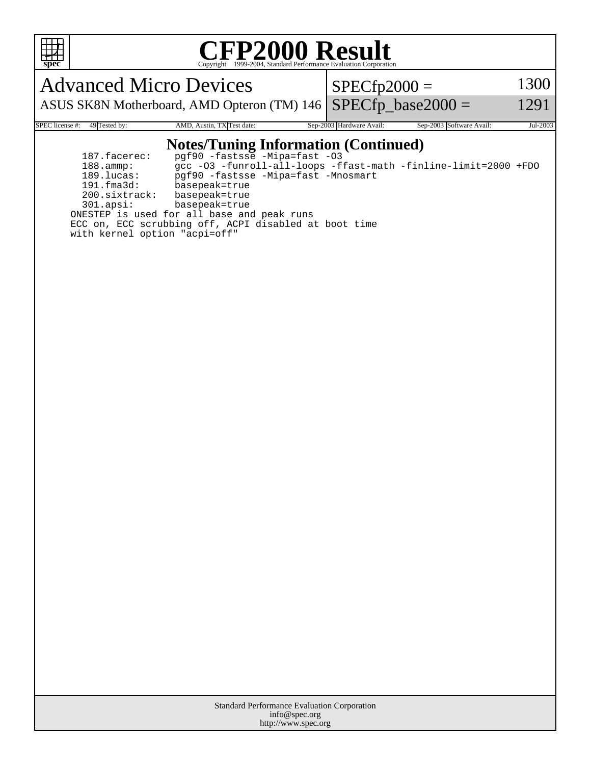# CFP2000 Result

Copyright 1999-2004, Standard Performance Evaluation Corporation

## Advanced Micro Devices

ASUS SK8N Motherboard, AMD Opteron (TM) 146

SPECfp2000 = 1300

SPECfp_base2000 = 1291

| SPEC license #: | 49 | Tested by: | AMD, Austin, TX | Test date: | Sep-2003 | Hardware Avail: | Sep-2003 | Software Avail: | Jul-2003 |
|---|---|---|---|---|---|---|---|---|---|

### Notes/Tuning Information (Continued)

```
187.facerec:    pgf90 -fastsse -Mipa=fast -O3
188.ammp:       gcc -O3 -funroll-all-loops -ffast-math -finline-limit=2000 +FDO
189.lucas:      pgf90 -fastsse -Mipa=fast -Mnosmart
191.fma3d:      basepeak=true
200.sixtrack:   basepeak=true
301.apsi:       basepeak=true
ONESTEP is used for all base and peak runs
ECC on, ECC scrubbing off, ACPI disabled at boot time
with kernel option "acpi=off"
```

Standard Performance Evaluation Corporation
info@spec.org
http://www.spec.org